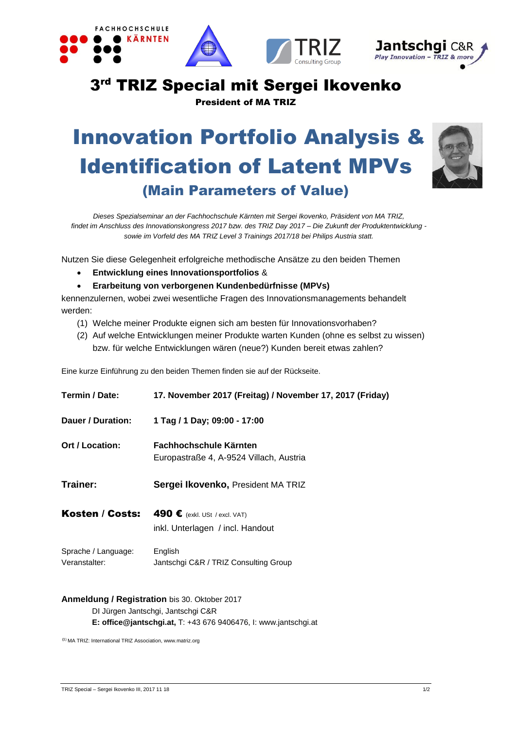# 3rd TRIZ Special mit Sergei Ikovenko

**President of MA TRIZ**

# Innovation Portfolio Analysis & Identification of Latent MPVs

## (Main Parameters of Value)

*Dieses Spezialseminar an der Fachhochschule Kärnten mit Sergei Ikovenko, Präsident von MA TRIZ, findet im Anschluss des Innovationskongress 2017 bzw. des TRIZ Day 2017 – Die Zukunft der Produktentwicklung - sowie im Vorfeld des MA TRIZ Level 3 Trainings 2017/18 bei Philips Austria statt.*

Nutzen Sie diese Gelegenheit erfolgreiche methodische Ansätze zu den beiden Themen

- **Entwicklung eines Innovationsportfolios** &
- **Erarbeitung von verborgenen Kundenbedürfnisse (MPVs)**

kennenzulernen, wobei zwei wesentliche Fragen des Innovationsmanagements behandelt werden:

(1) Welche meiner Produkte eignen sich am besten für Innovationsvorhaben?
(2) Auf welche Entwicklungen meiner Produkte warten Kunden (ohne es selbst zu wissen) bzw. für welche Entwicklungen wären (neue?) Kunden bereit etwas zahlen?

Eine kurze Einführung zu den beiden Themen finden sie auf der Rückseite.

**Termin / Date:** **17. November 2017 (Freitag) / November 17, 2017 (Friday)**

**Dauer / Duration:** **1 Tag / 1 Day; 09:00 - 17:00**

**Ort / Location:** **Fachhochschule Kärnten**
Europastraße 4, A-9524 Villach, Austria

**Trainer:** **Sergei Ikovenko,** President MA TRIZ

**Kosten / Costs:** **490 €** (exkl. USt / excl. VAT)
inkl. Unterlagen / incl. Handout

Sprache / Language: English
Veranstalter: Jantschgi C&R / TRIZ Consulting Group

**Anmeldung / Registration** bis 30. Oktober 2017
DI Jürgen Jantschgi, Jantschgi C&R
**E: office@jantschgi.at,** T: +43 676 9406476, I: www.jantschgi.at

[1] MA TRIZ: International TRIZ Association, www.matriz.org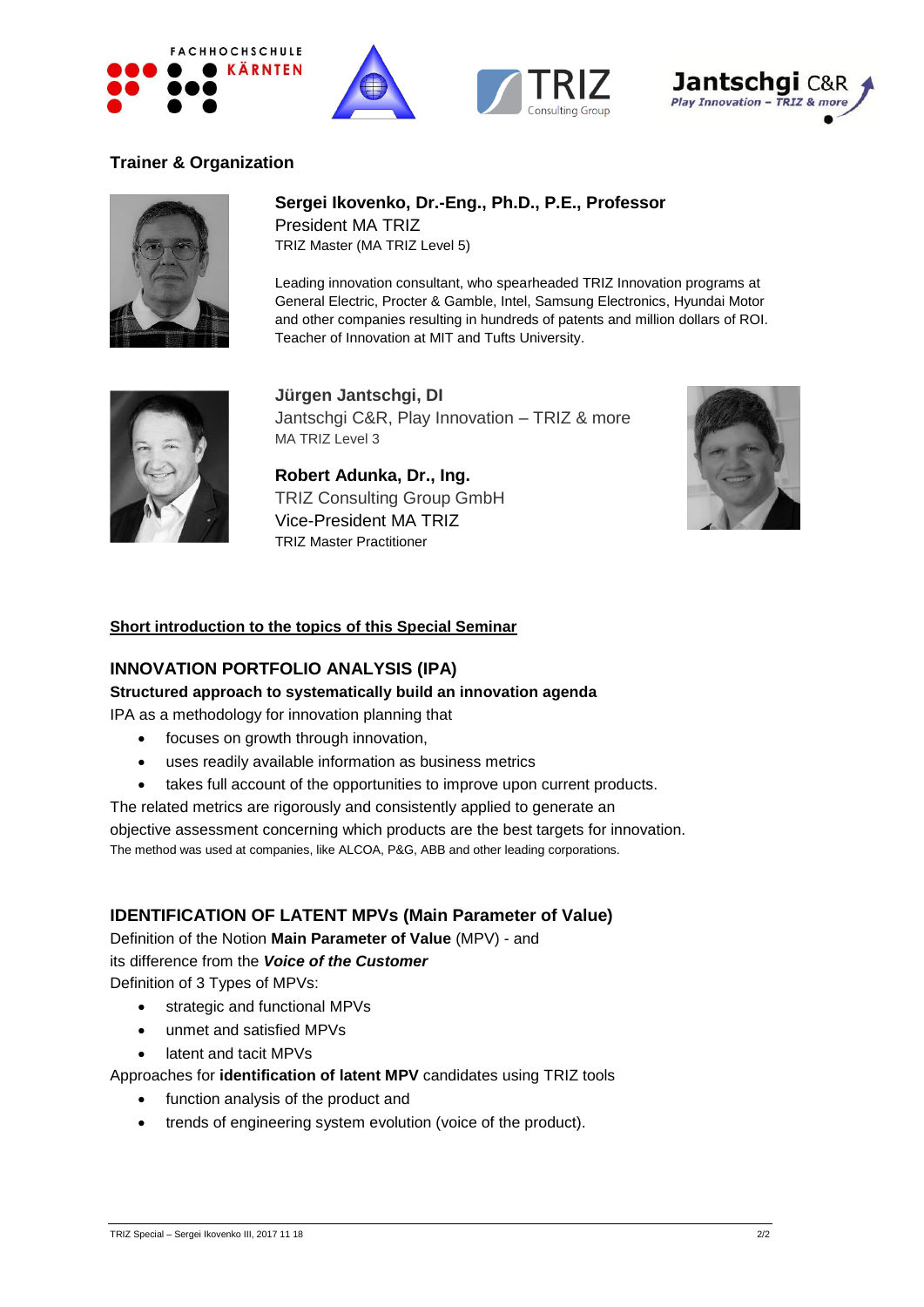## Trainer & Organization

**Sergei Ikovenko, Dr.-Eng., Ph.D., P.E., Professor**
President MA TRIZ
TRIZ Master (MA TRIZ Level 5)

Leading innovation consultant, who spearheaded TRIZ Innovation programs at General Electric, Procter & Gamble, Intel, Samsung Electronics, Hyundai Motor and other companies resulting in hundreds of patents and million dollars of ROI. Teacher of Innovation at MIT and Tufts University.

**Jürgen Jantschgi, DI**
Jantschgi C&R, Play Innovation – TRIZ & more
MA TRIZ Level 3

**Robert Adunka, Dr., Ing.**
TRIZ Consulting Group GmbH
Vice-President MA TRIZ
TRIZ Master Practitioner

**<u>Short introduction to the topics of this Special Seminar</u>**

### INNOVATION PORTFOLIO ANALYSIS (IPA)

**Structured approach to systematically build an innovation agenda**

IPA as a methodology for innovation planning that

- focuses on growth through innovation,
- uses readily available information as business metrics
- takes full account of the opportunities to improve upon current products.

The related metrics are rigorously and consistently applied to generate an objective assessment concerning which products are the best targets for innovation.
The method was used at companies, like ALCOA, P&G, ABB and other leading corporations.

### IDENTIFICATION OF LATENT MPVs (Main Parameter of Value)

Definition of the Notion **Main Parameter of Value** (MPV) - and its difference from the ***Voice of the Customer***
Definition of 3 Types of MPVs:

- strategic and functional MPVs
- unmet and satisfied MPVs
- latent and tacit MPVs

Approaches for **identification of latent MPV** candidates using TRIZ tools

- function analysis of the product and
- trends of engineering system evolution (voice of the product).